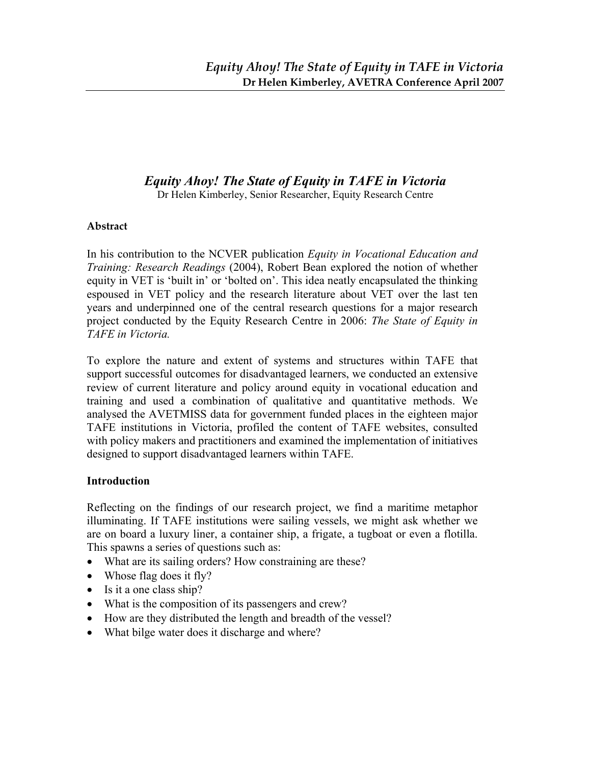# *Equity Ahoy! The State of Equity in TAFE in Victoria*

Dr Helen Kimberley, Senior Researcher, Equity Research Centre

## Abstract

In his contribution to the NCVER publication *Equity in Vocational Education and Training: Research Readings* (2004), Robert Bean explored the notion of whether equity in VET is 'built in' or 'bolted on'. This idea neatly encapsulated the thinking espoused in VET policy and the research literature about VET over the last ten years and underpinned one of the central research questions for a major research project conducted by the Equity Research Centre in 2006: *The State of Equity in TAFE in Victoria.*

To explore the nature and extent of systems and structures within TAFE that support successful outcomes for disadvantaged learners, we conducted an extensive review of current literature and policy around equity in vocational education and training and used a combination of qualitative and quantitative methods. We analysed the AVETMISS data for government funded places in the eighteen major TAFE institutions in Victoria, profiled the content of TAFE websites, consulted with policy makers and practitioners and examined the implementation of initiatives designed to support disadvantaged learners within TAFE.

## Introduction

Reflecting on the findings of our research project, we find a maritime metaphor illuminating. If TAFE institutions were sailing vessels, we might ask whether we are on board a luxury liner, a container ship, a frigate, a tugboat or even a flotilla. This spawns a series of questions such as:

- What are its sailing orders? How constraining are these?
- Whose flag does it fly?
- Is it a one class ship?
- What is the composition of its passengers and crew?
- How are they distributed the length and breadth of the vessel?
- What bilge water does it discharge and where?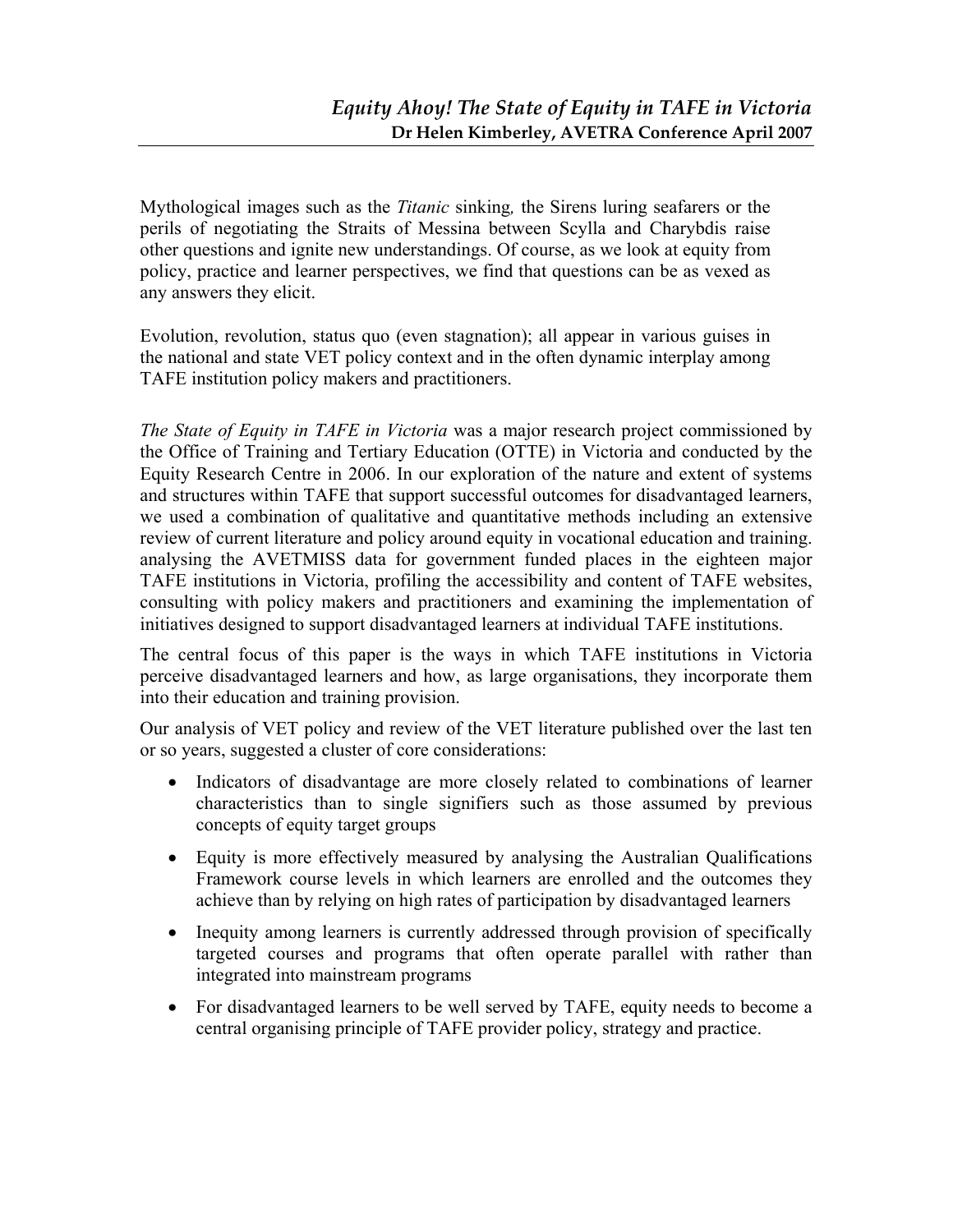Mythological images such as the *Titanic* sinking*,* the Sirens luring seafarers or the perils of negotiating the Straits of Messina between Scylla and Charybdis raise other questions and ignite new understandings. Of course, as we look at equity from policy, practice and learner perspectives, we find that questions can be as vexed as any answers they elicit.

Evolution, revolution, status quo (even stagnation); all appear in various guises in the national and state VET policy context and in the often dynamic interplay among TAFE institution policy makers and practitioners.

*The State of Equity in TAFE in Victoria* was a major research project commissioned by the Office of Training and Tertiary Education (OTTE) in Victoria and conducted by the Equity Research Centre in 2006. In our exploration of the nature and extent of systems and structures within TAFE that support successful outcomes for disadvantaged learners, we used a combination of qualitative and quantitative methods including an extensive review of current literature and policy around equity in vocational education and training. analysing the AVETMISS data for government funded places in the eighteen major TAFE institutions in Victoria, profiling the accessibility and content of TAFE websites, consulting with policy makers and practitioners and examining the implementation of initiatives designed to support disadvantaged learners at individual TAFE institutions.

The central focus of this paper is the ways in which TAFE institutions in Victoria perceive disadvantaged learners and how, as large organisations, they incorporate them into their education and training provision.

Our analysis of VET policy and review of the VET literature published over the last ten or so years, suggested a cluster of core considerations:

- Indicators of disadvantage are more closely related to combinations of learner characteristics than to single signifiers such as those assumed by previous concepts of equity target groups
- Equity is more effectively measured by analysing the Australian Qualifications Framework course levels in which learners are enrolled and the outcomes they achieve than by relying on high rates of participation by disadvantaged learners
- Inequity among learners is currently addressed through provision of specifically targeted courses and programs that often operate parallel with rather than integrated into mainstream programs
- For disadvantaged learners to be well served by TAFE, equity needs to become a central organising principle of TAFE provider policy, strategy and practice.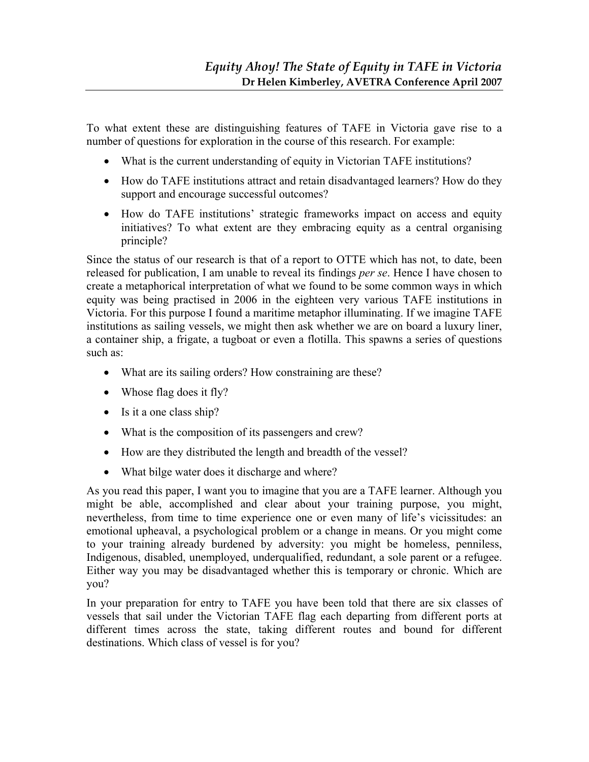To what extent these are distinguishing features of TAFE in Victoria gave rise to a number of questions for exploration in the course of this research. For example:

- What is the current understanding of equity in Victorian TAFE institutions?
- How do TAFE institutions attract and retain disadvantaged learners? How do they support and encourage successful outcomes?
- How do TAFE institutions' strategic frameworks impact on access and equity initiatives? To what extent are they embracing equity as a central organising principle?

Since the status of our research is that of a report to OTTE which has not, to date, been released for publication, I am unable to reveal its findings *per se*. Hence I have chosen to create a metaphorical interpretation of what we found to be some common ways in which equity was being practised in 2006 in the eighteen very various TAFE institutions in Victoria. For this purpose I found a maritime metaphor illuminating. If we imagine TAFE institutions as sailing vessels, we might then ask whether we are on board a luxury liner, a container ship, a frigate, a tugboat or even a flotilla. This spawns a series of questions such as:

- What are its sailing orders? How constraining are these?
- Whose flag does it fly?
- Is it a one class ship?
- What is the composition of its passengers and crew?
- How are they distributed the length and breadth of the vessel?
- What bilge water does it discharge and where?

As you read this paper, I want you to imagine that you are a TAFE learner. Although you might be able, accomplished and clear about your training purpose, you might, nevertheless, from time to time experience one or even many of life's vicissitudes: an emotional upheaval, a psychological problem or a change in means. Or you might come to your training already burdened by adversity: you might be homeless, penniless, Indigenous, disabled, unemployed, underqualified, redundant, a sole parent or a refugee. Either way you may be disadvantaged whether this is temporary or chronic. Which are you?

In your preparation for entry to TAFE you have been told that there are six classes of vessels that sail under the Victorian TAFE flag each departing from different ports at different times across the state, taking different routes and bound for different destinations. Which class of vessel is for you?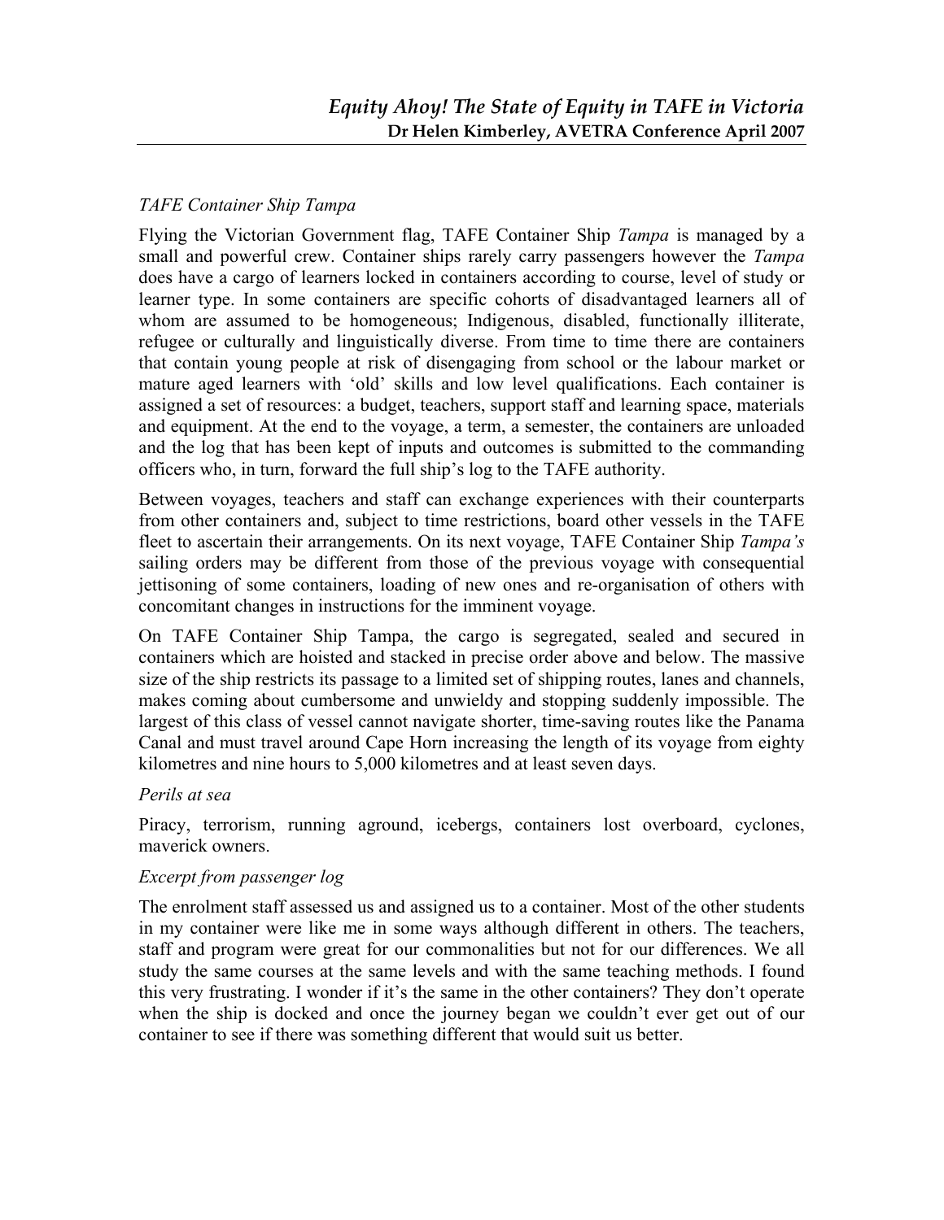*TAFE Container Ship Tampa*

Flying the Victorian Government flag, TAFE Container Ship *Tampa* is managed by a small and powerful crew. Container ships rarely carry passengers however the *Tampa* does have a cargo of learners locked in containers according to course, level of study or learner type. In some containers are specific cohorts of disadvantaged learners all of whom are assumed to be homogeneous; Indigenous, disabled, functionally illiterate, refugee or culturally and linguistically diverse. From time to time there are containers that contain young people at risk of disengaging from school or the labour market or mature aged learners with 'old' skills and low level qualifications. Each container is assigned a set of resources: a budget, teachers, support staff and learning space, materials and equipment. At the end to the voyage, a term, a semester, the containers are unloaded and the log that has been kept of inputs and outcomes is submitted to the commanding officers who, in turn, forward the full ship's log to the TAFE authority.

Between voyages, teachers and staff can exchange experiences with their counterparts from other containers and, subject to time restrictions, board other vessels in the TAFE fleet to ascertain their arrangements. On its next voyage, TAFE Container Ship *Tampa's* sailing orders may be different from those of the previous voyage with consequential jettisoning of some containers, loading of new ones and re-organisation of others with concomitant changes in instructions for the imminent voyage.

On TAFE Container Ship Tampa, the cargo is segregated, sealed and secured in containers which are hoisted and stacked in precise order above and below. The massive size of the ship restricts its passage to a limited set of shipping routes, lanes and channels, makes coming about cumbersome and unwieldy and stopping suddenly impossible. The largest of this class of vessel cannot navigate shorter, time-saving routes like the Panama Canal and must travel around Cape Horn increasing the length of its voyage from eighty kilometres and nine hours to 5,000 kilometres and at least seven days.

*Perils at sea*

Piracy, terrorism, running aground, icebergs, containers lost overboard, cyclones, maverick owners.

*Excerpt from passenger log*

The enrolment staff assessed us and assigned us to a container. Most of the other students in my container were like me in some ways although different in others. The teachers, staff and program were great for our commonalities but not for our differences. We all study the same courses at the same levels and with the same teaching methods. I found this very frustrating. I wonder if it's the same in the other containers? They don't operate when the ship is docked and once the journey began we couldn't ever get out of our container to see if there was something different that would suit us better.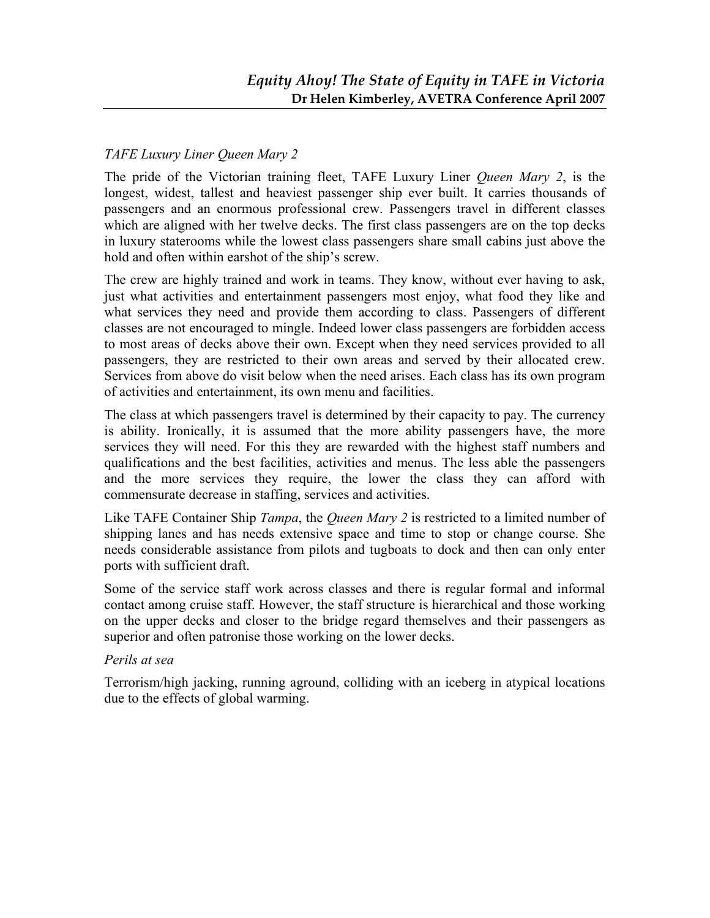*TAFE Luxury Liner Queen Mary 2*

The pride of the Victorian training fleet, TAFE Luxury Liner *Queen Mary 2*, is the longest, widest, tallest and heaviest passenger ship ever built. It carries thousands of passengers and an enormous professional crew. Passengers travel in different classes which are aligned with her twelve decks. The first class passengers are on the top decks in luxury staterooms while the lowest class passengers share small cabins just above the hold and often within earshot of the ship's screw.

The crew are highly trained and work in teams. They know, without ever having to ask, just what activities and entertainment passengers most enjoy, what food they like and what services they need and provide them according to class. Passengers of different classes are not encouraged to mingle. Indeed lower class passengers are forbidden access to most areas of decks above their own. Except when they need services provided to all passengers, they are restricted to their own areas and served by their allocated crew. Services from above do visit below when the need arises. Each class has its own program of activities and entertainment, its own menu and facilities.

The class at which passengers travel is determined by their capacity to pay. The currency is ability. Ironically, it is assumed that the more ability passengers have, the more services they will need. For this they are rewarded with the highest staff numbers and qualifications and the best facilities, activities and menus. The less able the passengers and the more services they require, the lower the class they can afford with commensurate decrease in staffing, services and activities.

Like TAFE Container Ship *Tampa*, the *Queen Mary 2* is restricted to a limited number of shipping lanes and has needs extensive space and time to stop or change course. She needs considerable assistance from pilots and tugboats to dock and then can only enter ports with sufficient draft.

Some of the service staff work across classes and there is regular formal and informal contact among cruise staff. However, the staff structure is hierarchical and those working on the upper decks and closer to the bridge regard themselves and their passengers as superior and often patronise those working on the lower decks.

*Perils at sea*

Terrorism/high jacking, running aground, colliding with an iceberg in atypical locations due to the effects of global warming.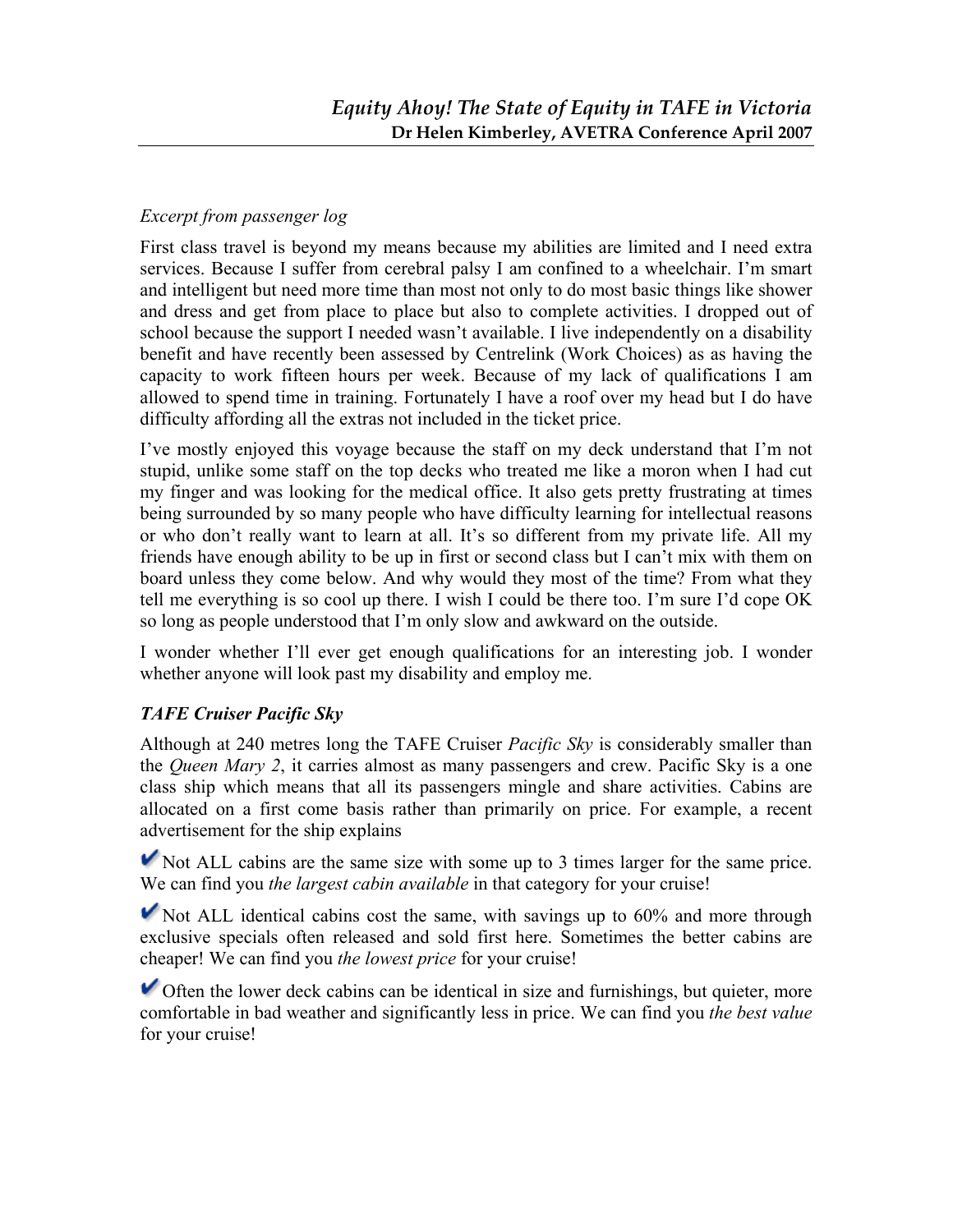*Excerpt from passenger log*

First class travel is beyond my means because my abilities are limited and I need extra services. Because I suffer from cerebral palsy I am confined to a wheelchair. I'm smart and intelligent but need more time than most not only to do most basic things like shower and dress and get from place to place but also to complete activities. I dropped out of school because the support I needed wasn't available. I live independently on a disability benefit and have recently been assessed by Centrelink (Work Choices) as as having the capacity to work fifteen hours per week. Because of my lack of qualifications I am allowed to spend time in training. Fortunately I have a roof over my head but I do have difficulty affording all the extras not included in the ticket price.

I've mostly enjoyed this voyage because the staff on my deck understand that I'm not stupid, unlike some staff on the top decks who treated me like a moron when I had cut my finger and was looking for the medical office. It also gets pretty frustrating at times being surrounded by so many people who have difficulty learning for intellectual reasons or who don't really want to learn at all. It's so different from my private life. All my friends have enough ability to be up in first or second class but I can't mix with them on board unless they come below. And why would they most of the time? From what they tell me everything is so cool up there. I wish I could be there too. I'm sure I'd cope OK so long as people understood that I'm only slow and awkward on the outside.

I wonder whether I'll ever get enough qualifications for an interesting job. I wonder whether anyone will look past my disability and employ me.

### *TAFE Cruiser Pacific Sky*

Although at 240 metres long the TAFE Cruiser *Pacific Sky* is considerably smaller than the *Queen Mary 2*, it carries almost as many passengers and crew. Pacific Sky is a one class ship which means that all its passengers mingle and share activities. Cabins are allocated on a first come basis rather than primarily on price. For example, a recent advertisement for the ship explains

✔ Not ALL cabins are the same size with some up to 3 times larger for the same price. We can find you *the largest cabin available* in that category for your cruise!

✔ Not ALL identical cabins cost the same, with savings up to 60% and more through exclusive specials often released and sold first here. Sometimes the better cabins are cheaper! We can find you *the lowest price* for your cruise!

✔ Often the lower deck cabins can be identical in size and furnishings, but quieter, more comfortable in bad weather and significantly less in price. We can find you *the best value* for your cruise!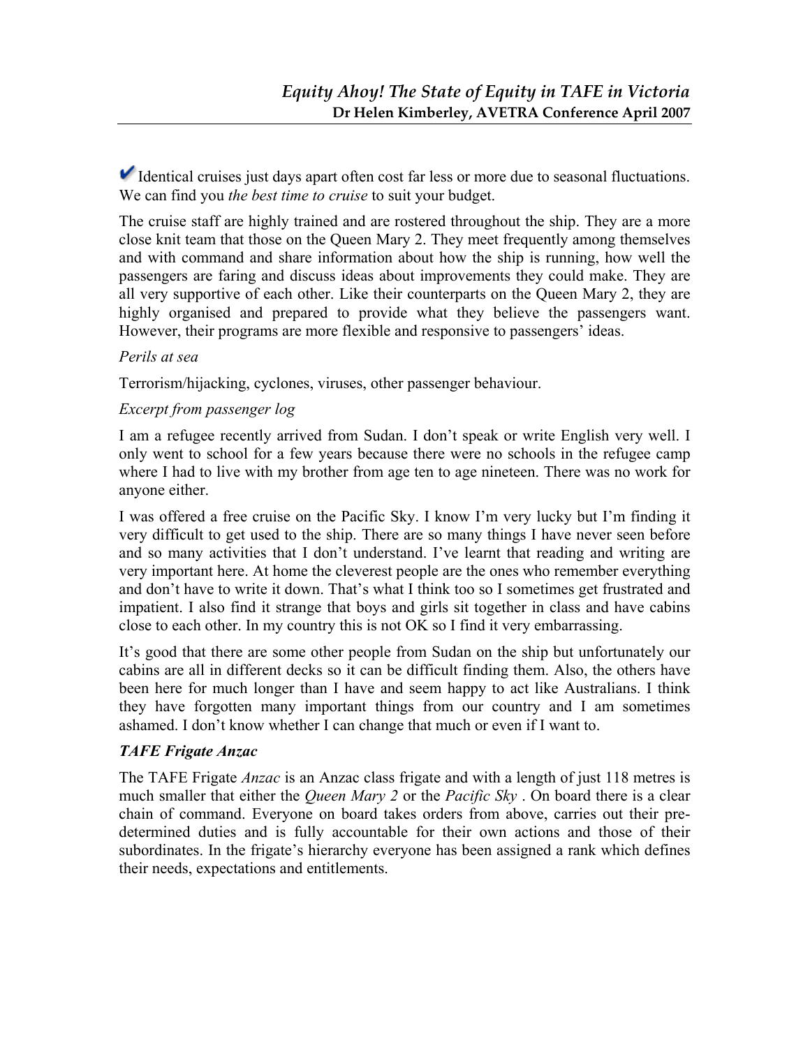✔ Identical cruises just days apart often cost far less or more due to seasonal fluctuations. We can find you *the best time to cruise* to suit your budget.

The cruise staff are highly trained and are rostered throughout the ship. They are a more close knit team that those on the Queen Mary 2. They meet frequently among themselves and with command and share information about how the ship is running, how well the passengers are faring and discuss ideas about improvements they could make. They are all very supportive of each other. Like their counterparts on the Queen Mary 2, they are highly organised and prepared to provide what they believe the passengers want. However, their programs are more flexible and responsive to passengers' ideas.

*Perils at sea*

Terrorism/hijacking, cyclones, viruses, other passenger behaviour.

*Excerpt from passenger log*

I am a refugee recently arrived from Sudan. I don't speak or write English very well. I only went to school for a few years because there were no schools in the refugee camp where I had to live with my brother from age ten to age nineteen. There was no work for anyone either.

I was offered a free cruise on the Pacific Sky. I know I'm very lucky but I'm finding it very difficult to get used to the ship. There are so many things I have never seen before and so many activities that I don't understand. I've learnt that reading and writing are very important here. At home the cleverest people are the ones who remember everything and don't have to write it down. That's what I think too so I sometimes get frustrated and impatient. I also find it strange that boys and girls sit together in class and have cabins close to each other. In my country this is not OK so I find it very embarrassing.

It's good that there are some other people from Sudan on the ship but unfortunately our cabins are all in different decks so it can be difficult finding them. Also, the others have been here for much longer than I have and seem happy to act like Australians. I think they have forgotten many important things from our country and I am sometimes ashamed. I don't know whether I can change that much or even if I want to.

***TAFE Frigate Anzac***

The TAFE Frigate *Anzac* is an Anzac class frigate and with a length of just 118 metres is much smaller that either the *Queen Mary 2* or the *Pacific Sky* . On board there is a clear chain of command. Everyone on board takes orders from above, carries out their pre-determined duties and is fully accountable for their own actions and those of their subordinates. In the frigate's hierarchy everyone has been assigned a rank which defines their needs, expectations and entitlements.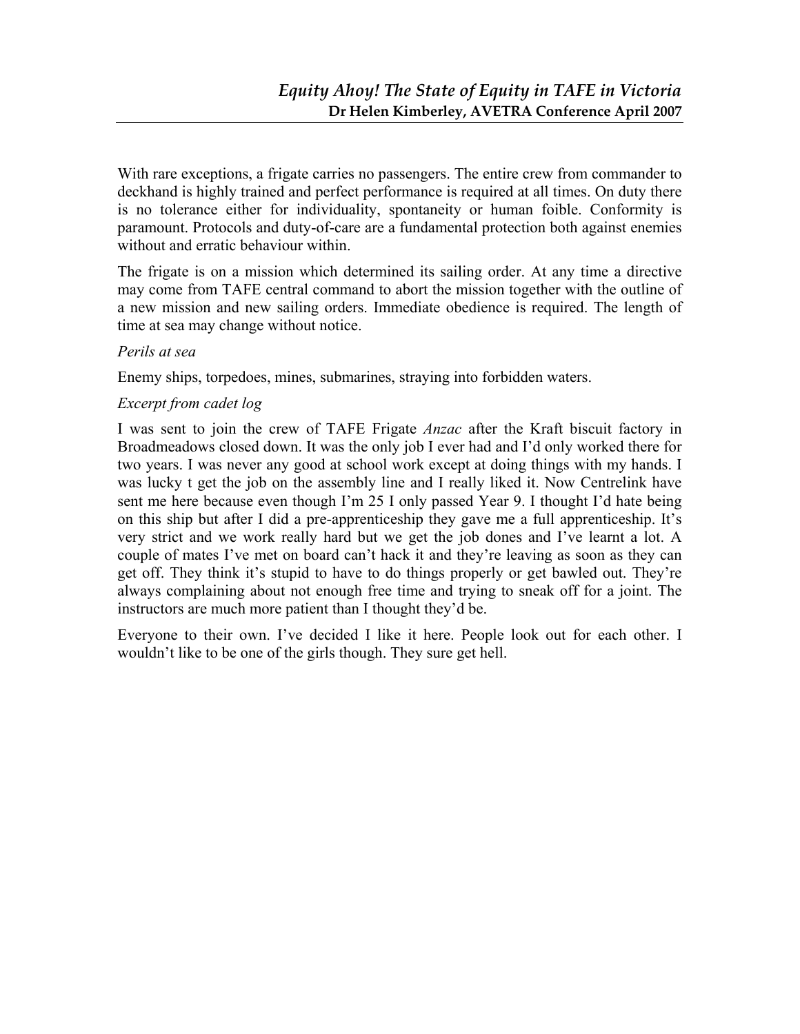With rare exceptions, a frigate carries no passengers. The entire crew from commander to deckhand is highly trained and perfect performance is required at all times. On duty there is no tolerance either for individuality, spontaneity or human foible. Conformity is paramount. Protocols and duty-of-care are a fundamental protection both against enemies without and erratic behaviour within.

The frigate is on a mission which determined its sailing order. At any time a directive may come from TAFE central command to abort the mission together with the outline of a new mission and new sailing orders. Immediate obedience is required. The length of time at sea may change without notice.

*Perils at sea*

Enemy ships, torpedoes, mines, submarines, straying into forbidden waters.

*Excerpt from cadet log*

I was sent to join the crew of TAFE Frigate *Anzac* after the Kraft biscuit factory in Broadmeadows closed down. It was the only job I ever had and I'd only worked there for two years. I was never any good at school work except at doing things with my hands. I was lucky t get the job on the assembly line and I really liked it. Now Centrelink have sent me here because even though I'm 25 I only passed Year 9. I thought I'd hate being on this ship but after I did a pre-apprenticeship they gave me a full apprenticeship. It's very strict and we work really hard but we get the job dones and I've learnt a lot. A couple of mates I've met on board can't hack it and they're leaving as soon as they can get off. They think it's stupid to have to do things properly or get bawled out. They're always complaining about not enough free time and trying to sneak off for a joint. The instructors are much more patient than I thought they'd be.

Everyone to their own. I've decided I like it here. People look out for each other. I wouldn't like to be one of the girls though. They sure get hell.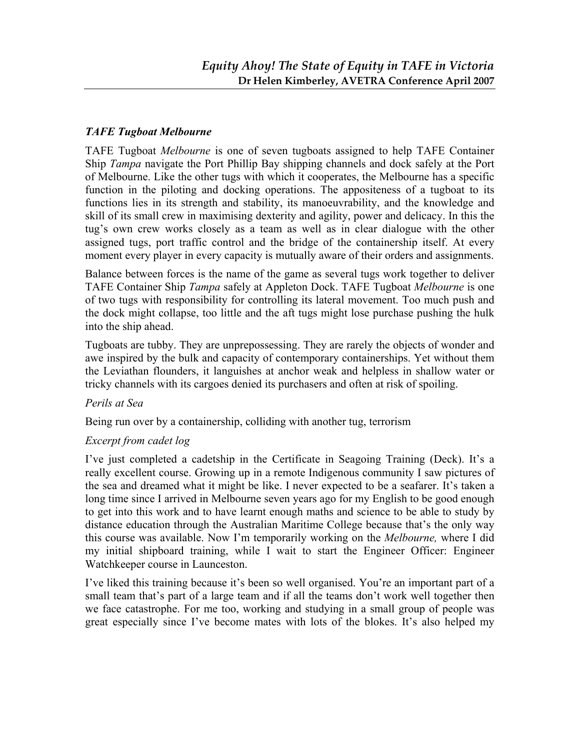### *TAFE Tugboat Melbourne*

TAFE Tugboat *Melbourne* is one of seven tugboats assigned to help TAFE Container Ship *Tampa* navigate the Port Phillip Bay shipping channels and dock safely at the Port of Melbourne. Like the other tugs with which it cooperates, the Melbourne has a specific function in the piloting and docking operations. The appositeness of a tugboat to its functions lies in its strength and stability, its manoeuvrability, and the knowledge and skill of its small crew in maximising dexterity and agility, power and delicacy. In this the tug's own crew works closely as a team as well as in clear dialogue with the other assigned tugs, port traffic control and the bridge of the containership itself. At every moment every player in every capacity is mutually aware of their orders and assignments.

Balance between forces is the name of the game as several tugs work together to deliver TAFE Container Ship *Tampa* safely at Appleton Dock. TAFE Tugboat *Melbourne* is one of two tugs with responsibility for controlling its lateral movement. Too much push and the dock might collapse, too little and the aft tugs might lose purchase pushing the hulk into the ship ahead.

Tugboats are tubby. They are unprepossessing. They are rarely the objects of wonder and awe inspired by the bulk and capacity of contemporary containerships. Yet without them the Leviathan flounders, it languishes at anchor weak and helpless in shallow water or tricky channels with its cargoes denied its purchasers and often at risk of spoiling.

*Perils at Sea*

Being run over by a containership, colliding with another tug, terrorism

*Excerpt from cadet log*

I've just completed a cadetship in the Certificate in Seagoing Training (Deck). It's a really excellent course. Growing up in a remote Indigenous community I saw pictures of the sea and dreamed what it might be like. I never expected to be a seafarer. It's taken a long time since I arrived in Melbourne seven years ago for my English to be good enough to get into this work and to have learnt enough maths and science to be able to study by distance education through the Australian Maritime College because that's the only way this course was available. Now I'm temporarily working on the *Melbourne,* where I did my initial shipboard training, while I wait to start the Engineer Officer: Engineer Watchkeeper course in Launceston.

I've liked this training because it's been so well organised. You're an important part of a small team that's part of a large team and if all the teams don't work well together then we face catastrophe. For me too, working and studying in a small group of people was great especially since I've become mates with lots of the blokes. It's also helped my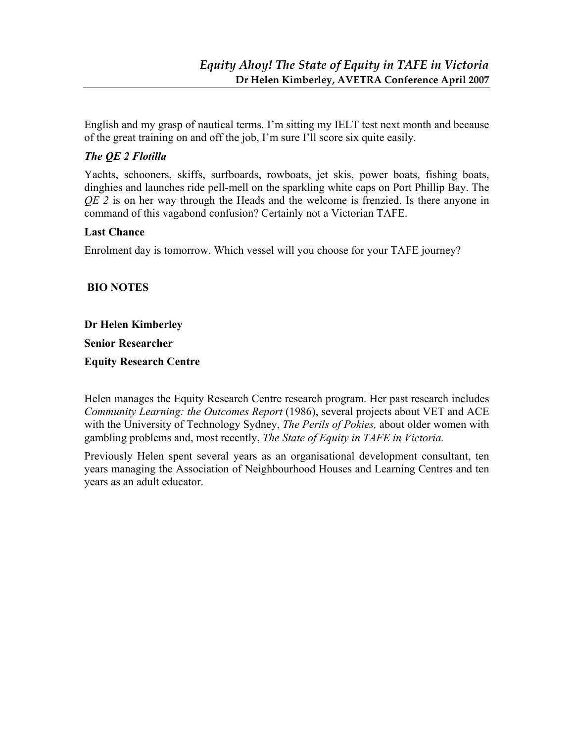English and my grasp of nautical terms. I'm sitting my IELT test next month and because of the great training on and off the job, I'm sure I'll score six quite easily.

***The QE 2 Flotilla***

Yachts, schooners, skiffs, surfboards, rowboats, jet skis, power boats, fishing boats, dinghies and launches ride pell-mell on the sparkling white caps on Port Phillip Bay. The *QE 2* is on her way through the Heads and the welcome is frenzied. Is there anyone in command of this vagabond confusion? Certainly not a Victorian TAFE.

**Last Chance**

Enrolment day is tomorrow. Which vessel will you choose for your TAFE journey?

## BIO NOTES

**Dr Helen Kimberley**

**Senior Researcher**

**Equity Research Centre**

Helen manages the Equity Research Centre research program. Her past research includes *Community Learning: the Outcomes Report* (1986), several projects about VET and ACE with the University of Technology Sydney, *The Perils of Pokies,* about older women with gambling problems and, most recently, *The State of Equity in TAFE in Victoria.*

Previously Helen spent several years as an organisational development consultant, ten years managing the Association of Neighbourhood Houses and Learning Centres and ten years as an adult educator.